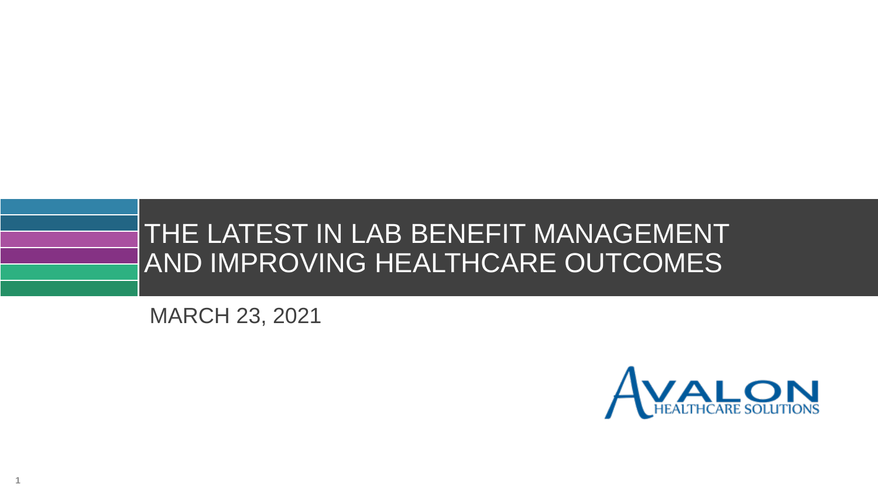# THE LATEST IN LAB BENEFIT MANAGEMENT AND IMPROVING HEALTHCARE OUTCOMES

MARCH 23, 2021

AVALON HEALTHCARE SOLUTIONS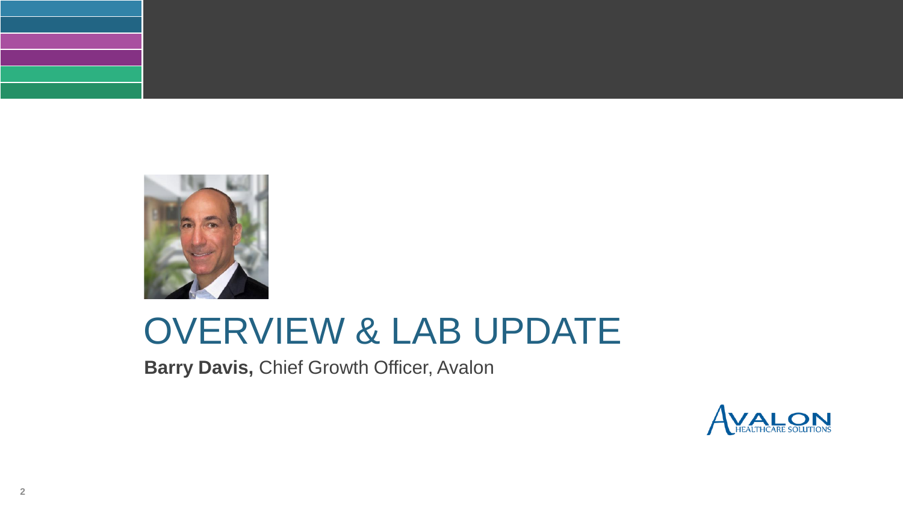# OVERVIEW & LAB UPDATE

**Barry Davis,** Chief Growth Officer, Avalon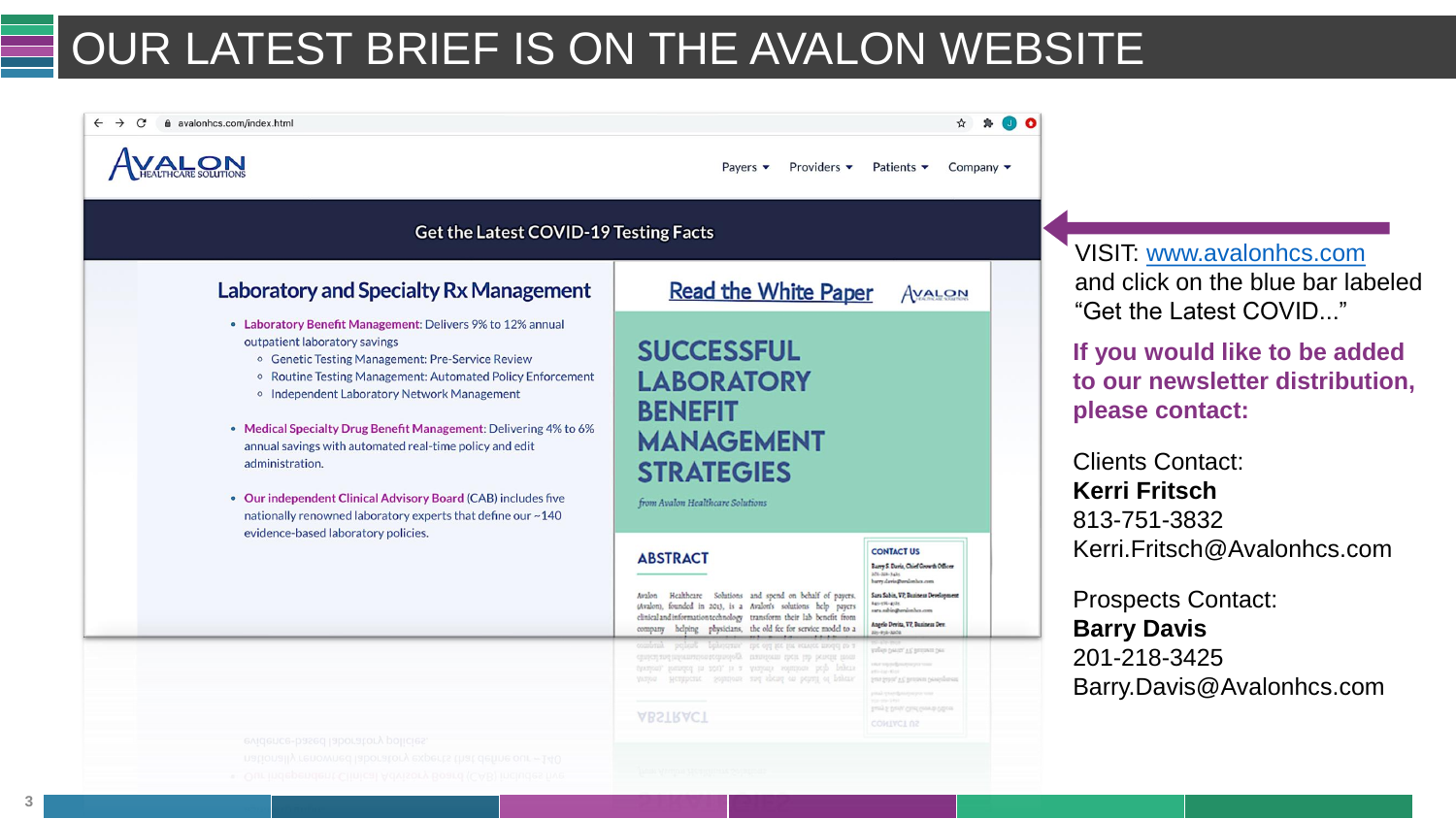# OUR LATEST BRIEF IS ON THE AVALON WEBSITE

avalonhcs.com/index.html

AVALON HEALTHCARE SOLUTIONS

Payers ▾ Providers ▾ Patients ▾ Company ▾

Get the Latest COVID-19 Testing Facts

## Laboratory and Specialty Rx Management

- **Laboratory Benefit Management:** Delivers 9% to 12% annual outpatient laboratory savings
  - Genetic Testing Management: Pre-Service Review
  - Routine Testing Management: Automated Policy Enforcement
  - Independent Laboratory Network Management
- **Medical Specialty Drug Benefit Management:** Delivering 4% to 6% annual savings with automated real-time policy and edit administration.
- **Our independent Clinical Advisory Board** (CAB) includes five nationally renowned laboratory experts that define our ~140 evidence-based laboratory policies.

Read the White Paper

SUCCESSFUL LABORATORY BENEFIT MANAGEMENT STRATEGIES

*from Avalon Healthcare Solutions*

VISIT: www.avalonhcs.com and click on the blue bar labeled "Get the Latest COVID..."

**If you would like to be added to our newsletter distribution, please contact:**

Clients Contact:
**Kerri Fritsch**
813-751-3832
Kerri.Fritsch@Avalonhcs.com

Prospects Contact:
**Barry Davis**
201-218-3425
Barry.Davis@Avalonhcs.com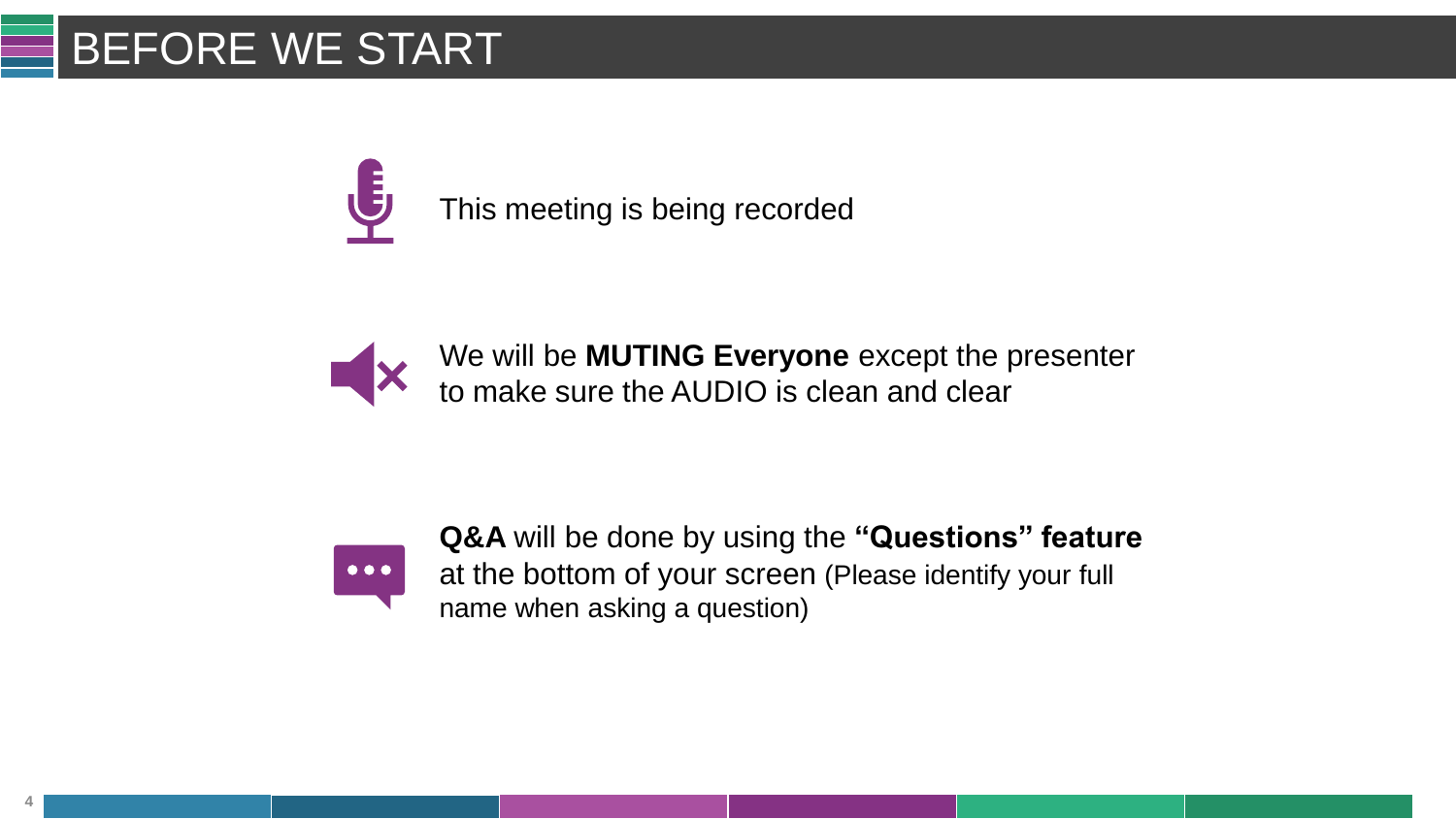# BEFORE WE START

This meeting is being recorded

We will be **MUTING Everyone** except the presenter to make sure the AUDIO is clean and clear

**Q&A** will be done by using the **"Questions" feature** at the bottom of your screen (Please identify your full name when asking a question)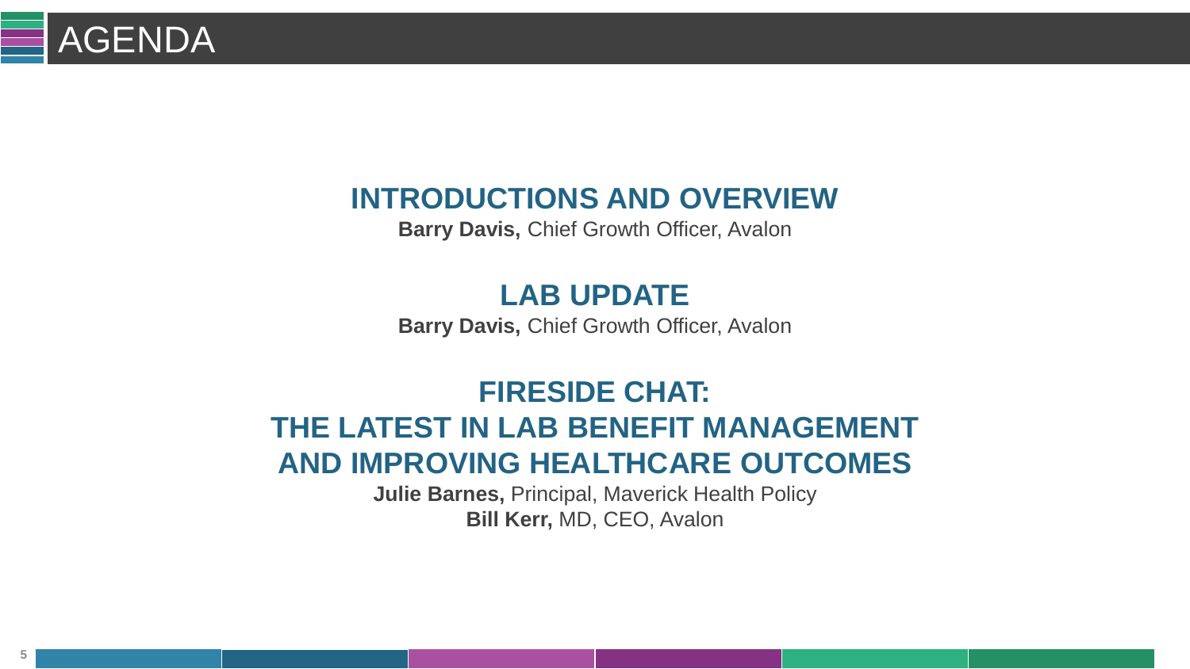# AGENDA

## INTRODUCTIONS AND OVERVIEW

**Barry Davis,** Chief Growth Officer, Avalon

## LAB UPDATE

**Barry Davis,** Chief Growth Officer, Avalon

## FIRESIDE CHAT: THE LATEST IN LAB BENEFIT MANAGEMENT AND IMPROVING HEALTHCARE OUTCOMES

**Julie Barnes,** Principal, Maverick Health Policy

**Bill Kerr,** MD, CEO, Avalon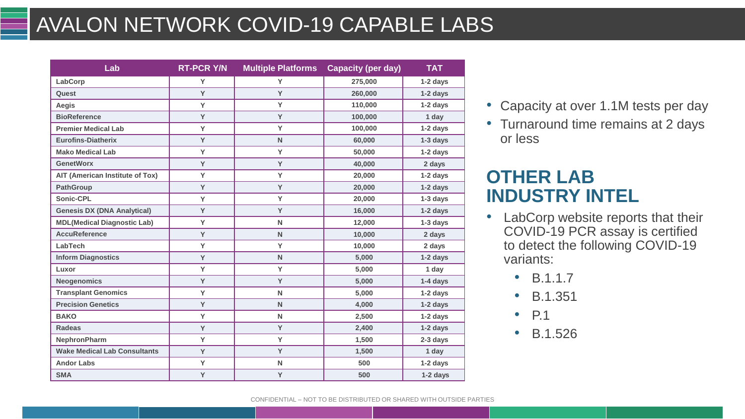# AVALON NETWORK COVID-19 CAPABLE LABS

| Lab | RT-PCR Y/N | Multiple Platforms | Capacity (per day) | TAT |
|---|---|---|---|---|
| LabCorp | Y | Y | 275,000 | 1-2 days |
| Quest | Y | Y | 260,000 | 1-2 days |
| Aegis | Y | Y | 110,000 | 1-2 days |
| BioReference | Y | Y | 100,000 | 1 day |
| Premier Medical Lab | Y | Y | 100,000 | 1-2 days |
| Eurofins-Diatherix | Y | N | 60,000 | 1-3 days |
| Mako Medical Lab | Y | Y | 50,000 | 1-2 days |
| GenetWorx | Y | Y | 40,000 | 2 days |
| AIT (American Institute of Tox) | Y | Y | 20,000 | 1-2 days |
| PathGroup | Y | Y | 20,000 | 1-2 days |
| Sonic-CPL | Y | Y | 20,000 | 1-3 days |
| Genesis DX (DNA Analytical) | Y | Y | 16,000 | 1-2 days |
| MDL(Medical Diagnostic Lab) | Y | N | 12,000 | 1-3 days |
| AccuReference | Y | N | 10,000 | 2 days |
| LabTech | Y | Y | 10,000 | 2 days |
| Inform Diagnostics | Y | N | 5,000 | 1-2 days |
| Luxor | Y | Y | 5,000 | 1 day |
| Neogenomics | Y | Y | 5,000 | 1-4 days |
| Transplant Genomics | Y | N | 5,000 | 1-2 days |
| Precision Genetics | Y | N | 4,000 | 1-2 days |
| BAKO | Y | N | 2,500 | 1-2 days |
| Radeas | Y | Y | 2,400 | 1-2 days |
| NephronPharm | Y | Y | 1,500 | 2-3 days |
| Wake Medical Lab Consultants | Y | Y | 1,500 | 1 day |
| Andor Labs | Y | N | 500 | 1-2 days |
| SMA | Y | Y | 500 | 1-2 days |

- Capacity at over 1.1M tests per day
- Turnaround time remains at 2 days or less

## OTHER LAB INDUSTRY INTEL

- LabCorp website reports that their COVID-19 PCR assay is certified to detect the following COVID-19 variants:
  - B.1.1.7
  - B.1.351
  - P.1
  - B.1.526

CONFIDENTIAL – NOT TO BE DISTRIBUTED OR SHARED WITH OUTSIDE PARTIES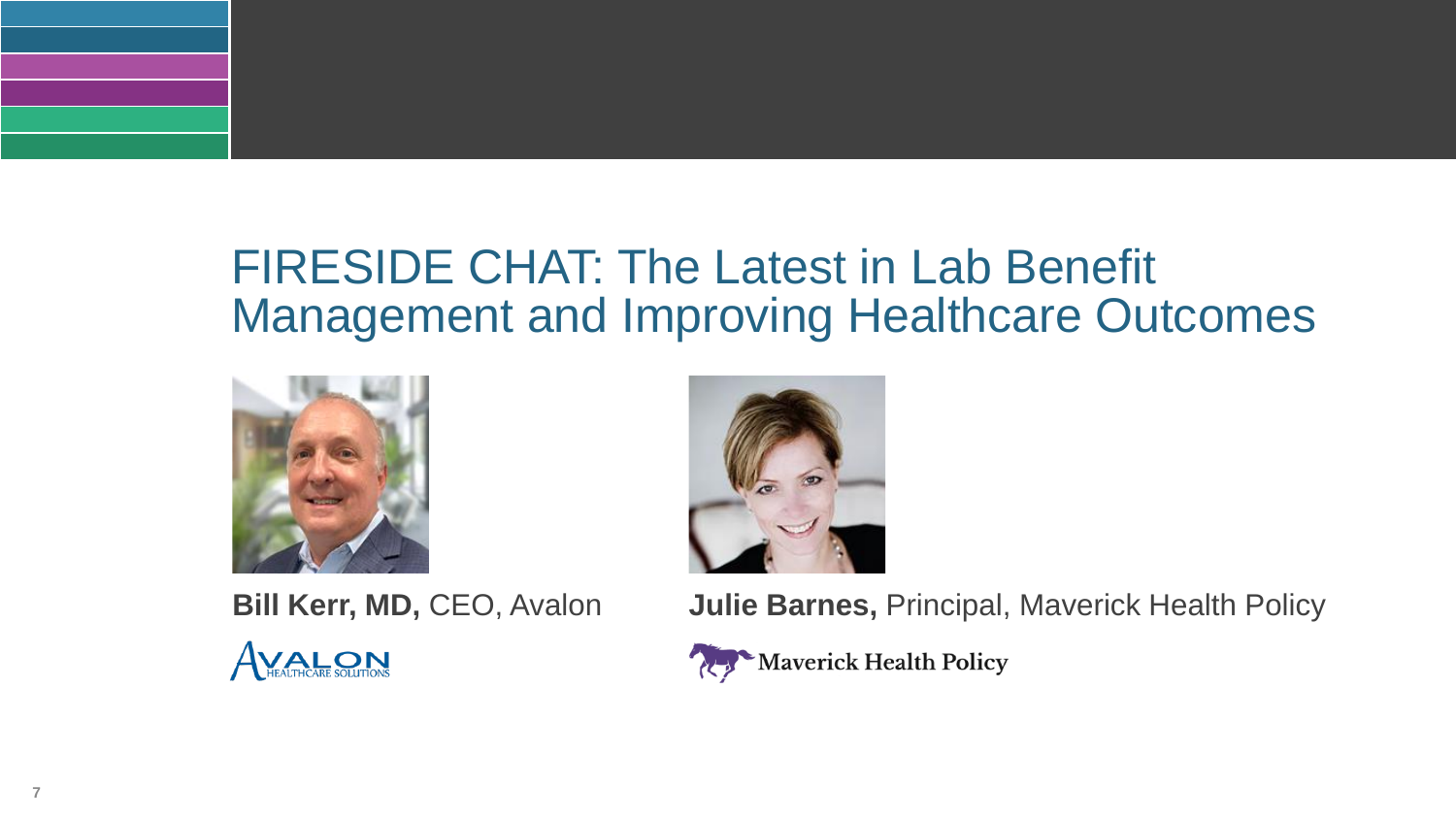# FIRESIDE CHAT: The Latest in Lab Benefit Management and Improving Healthcare Outcomes

**Bill Kerr, MD,** CEO, Avalon

**Julie Barnes,** Principal, Maverick Health Policy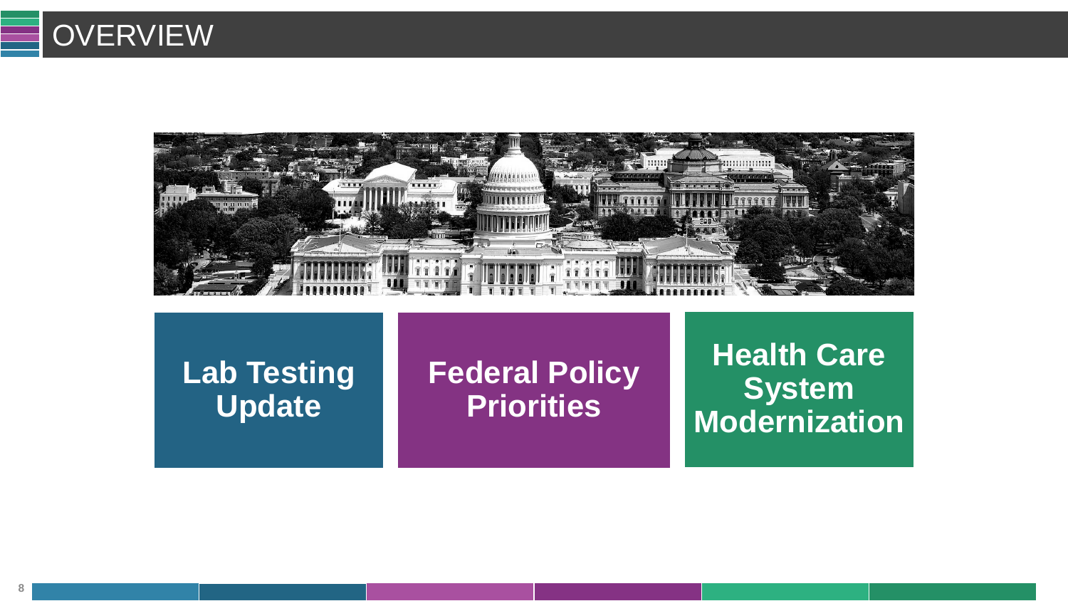# OVERVIEW

**Lab Testing Update**

**Federal Policy Priorities**

**Health Care System Modernization**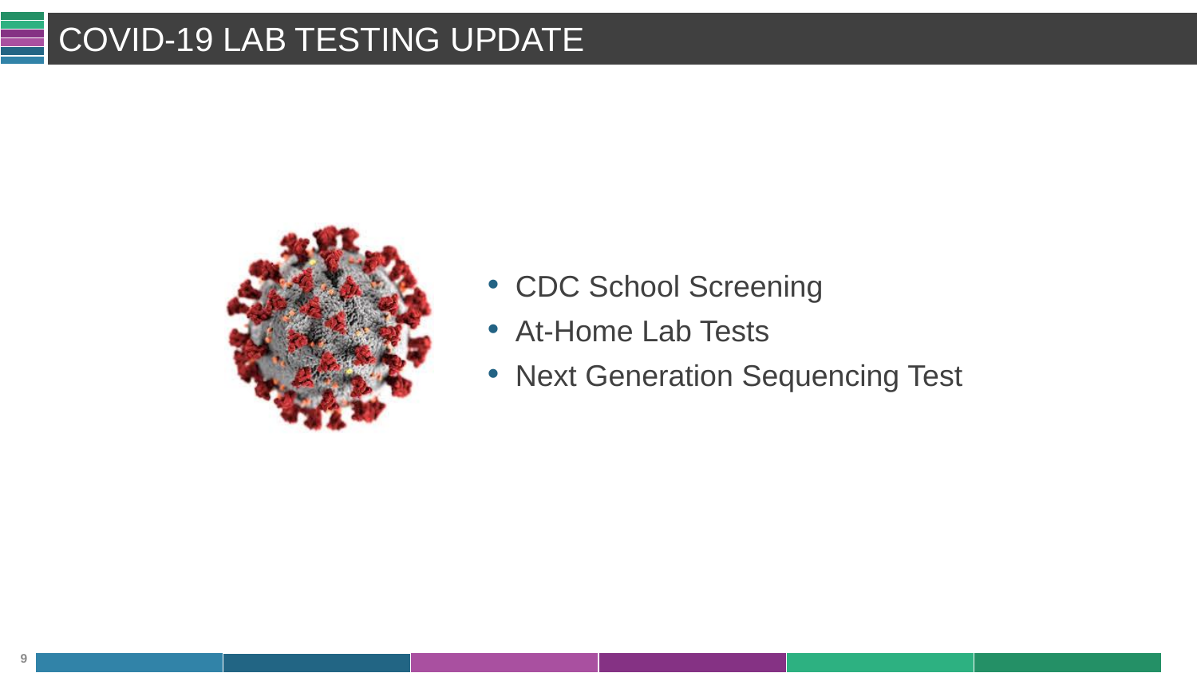# COVID-19 LAB TESTING UPDATE

- CDC School Screening
- At-Home Lab Tests
- Next Generation Sequencing Test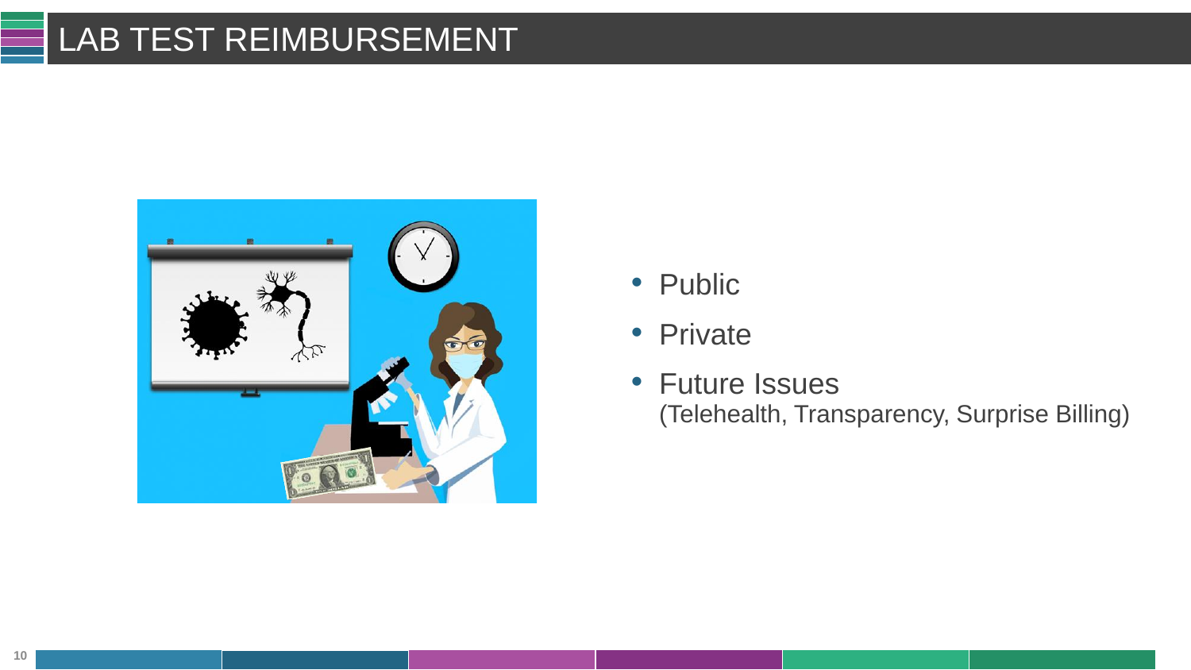# LAB TEST REIMBURSEMENT

- Public
- Private
- Future Issues
  (Telehealth, Transparency, Surprise Billing)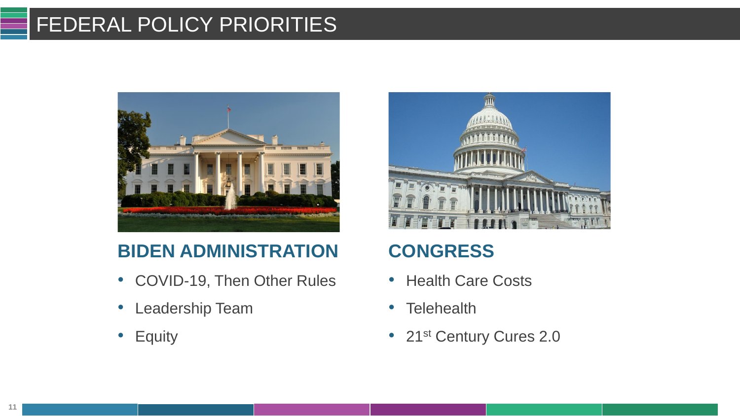# FEDERAL POLICY PRIORITIES

## BIDEN ADMINISTRATION

- COVID-19, Then Other Rules
- Leadership Team
- Equity

## CONGRESS

- Health Care Costs
- Telehealth
- 21st Century Cures 2.0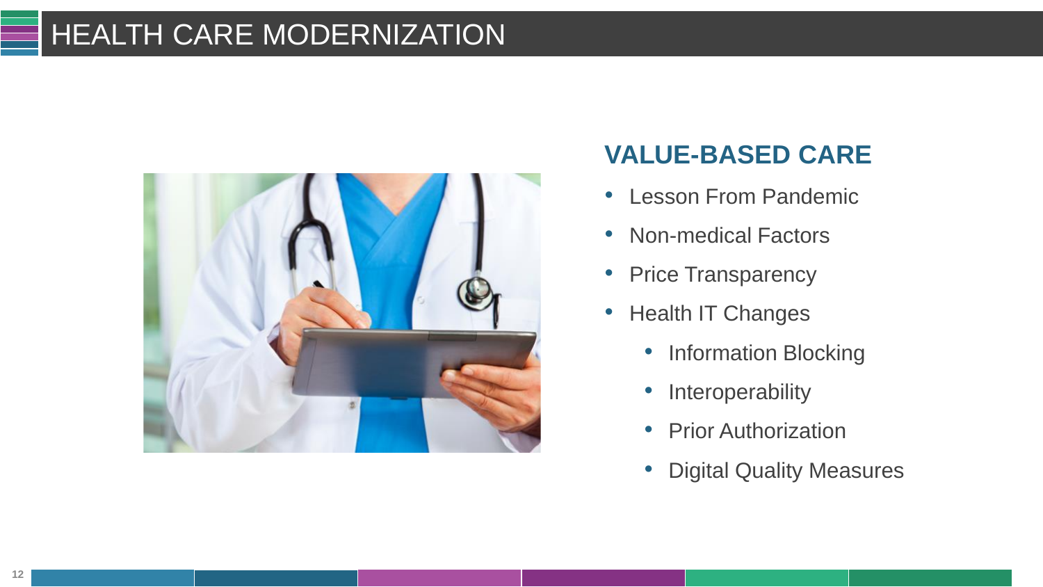# HEALTH CARE MODERNIZATION

## VALUE-BASED CARE

- Lesson From Pandemic
- Non-medical Factors
- Price Transparency
- Health IT Changes
  - Information Blocking
  - Interoperability
  - Prior Authorization
  - Digital Quality Measures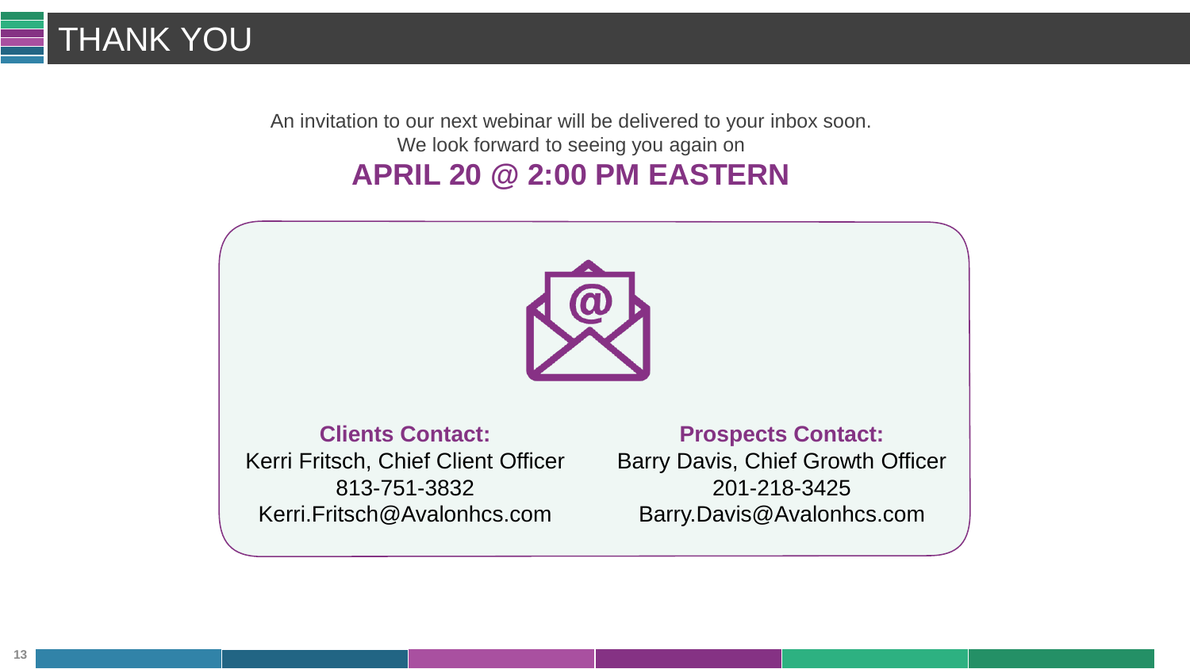# THANK YOU

An invitation to our next webinar will be delivered to your inbox soon.
We look forward to seeing you again on

**APRIL 20 @ 2:00 PM EASTERN**

**Clients Contact:**
Kerri Fritsch, Chief Client Officer
813-751-3832
Kerri.Fritsch@Avalonhcs.com

**Prospects Contact:**
Barry Davis, Chief Growth Officer
201-218-3425
Barry.Davis@Avalonhcs.com